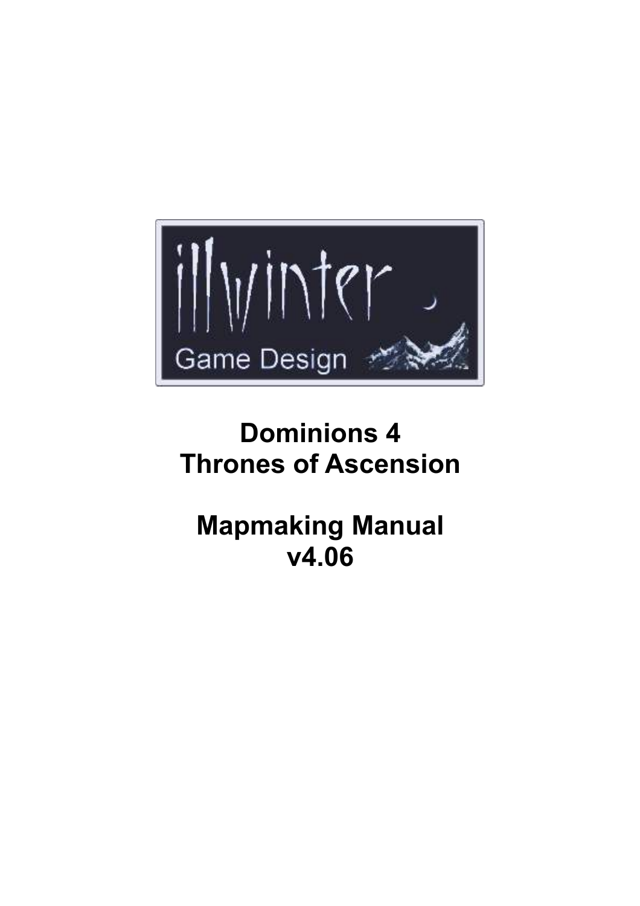illwinter

Game Design

# Dominions 4
# Thrones of Ascension

# Mapmaking Manual
# v4.06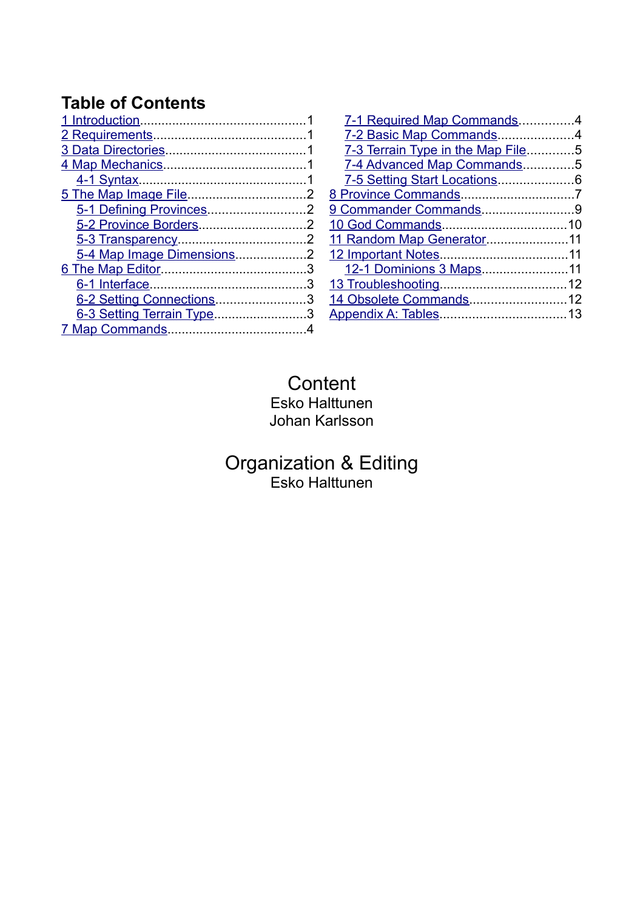## Table of Contents

- 1 Introduction.............................................1
- 2 Requirements...........................................1
- 3 Data Directories.......................................1
- 4 Map Mechanics........................................1
  - 4-1 Syntax..............................................1
- 5 The Map Image File.................................2
  - 5-1 Defining Provinces...........................2
  - 5-2 Province Borders..............................2
  - 5-3 Transparency....................................2
  - 5-4 Map Image Dimensions...................2
- 6 The Map Editor.........................................3
  - 6-1 Interface............................................3
  - 6-2 Setting Connections.........................3
  - 6-3 Setting Terrain Type..........................3
- 7 Map Commands.......................................4
  - 7-1 Required Map Commands...............4
  - 7-2 Basic Map Commands.....................4
  - 7-3 Terrain Type in the Map File.............5
  - 7-4 Advanced Map Commands..............5
  - 7-5 Setting Start Locations.....................6
- 8 Province Commands................................7
- 9 Commander Commands..........................9
- 10 God Commands...................................10
- 11 Random Map Generator.......................11
- 12 Important Notes...................................11
  - 12-1 Dominions 3 Maps........................11
- 13 Troubleshooting...................................12
- 14 Obsolete Commands...........................12
- Appendix A: Tables..................................13

Content
Esko Halttunen
Johan Karlsson

Organization & Editing
Esko Halttunen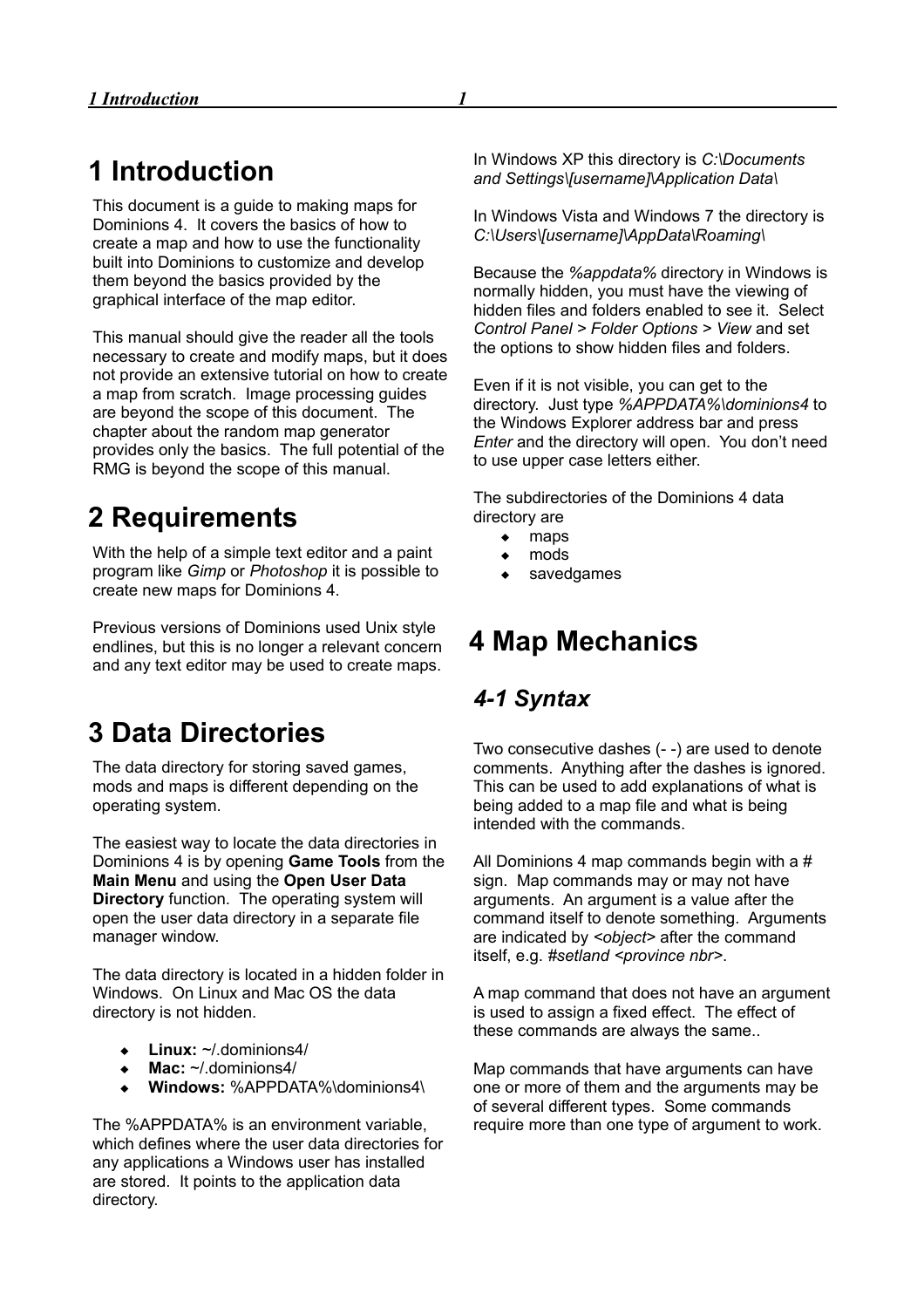# 1 Introduction

This document is a guide to making maps for Dominions 4. It covers the basics of how to create a map and how to use the functionality built into Dominions to customize and develop them beyond the basics provided by the graphical interface of the map editor.

This manual should give the reader all the tools necessary to create and modify maps, but it does not provide an extensive tutorial on how to create a map from scratch. Image processing guides are beyond the scope of this document. The chapter about the random map generator provides only the basics. The full potential of the RMG is beyond the scope of this manual.

# 2 Requirements

With the help of a simple text editor and a paint program like *Gimp* or *Photoshop* it is possible to create new maps for Dominions 4.

Previous versions of Dominions used Unix style endlines, but this is no longer a relevant concern and any text editor may be used to create maps.

# 3 Data Directories

The data directory for storing saved games, mods and maps is different depending on the operating system.

The easiest way to locate the data directories in Dominions 4 is by opening **Game Tools** from the **Main Menu** and using the **Open User Data Directory** function. The operating system will open the user data directory in a separate file manager window.

The data directory is located in a hidden folder in Windows. On Linux and Mac OS the data directory is not hidden.

- **Linux:** ~/.dominions4/
- **Mac:** ~/.dominions4/
- **Windows:** %APPDATA%\dominions4\

The %APPDATA% is an environment variable, which defines where the user data directories for any applications a Windows user has installed are stored. It points to the application data directory.

In Windows XP this directory is *C:\Documents and Settings\[username]\Application Data\*

In Windows Vista and Windows 7 the directory is *C:\Users\[username]\AppData\Roaming\*

Because the *%appdata%* directory in Windows is normally hidden, you must have the viewing of hidden files and folders enabled to see it. Select *Control Panel > Folder Options > View* and set the options to show hidden files and folders.

Even if it is not visible, you can get to the directory. Just type *%APPDATA%\dominions4* to the Windows Explorer address bar and press *Enter* and the directory will open. You don't need to use upper case letters either.

The subdirectories of the Dominions 4 data directory are

- maps
- mods
- savedgames

# 4 Map Mechanics

## 4-1 Syntax

Two consecutive dashes (- -) are used to denote comments. Anything after the dashes is ignored. This can be used to add explanations of what is being added to a map file and what is being intended with the commands.

All Dominions 4 map commands begin with a # sign. Map commands may or may not have arguments. An argument is a value after the command itself to denote something. Arguments are indicated by *<object>* after the command itself, e.g. *#setland <province nbr>*.

A map command that does not have an argument is used to assign a fixed effect. The effect of these commands are always the same..

Map commands that have arguments can have one or more of them and the arguments may be of several different types. Some commands require more than one type of argument to work.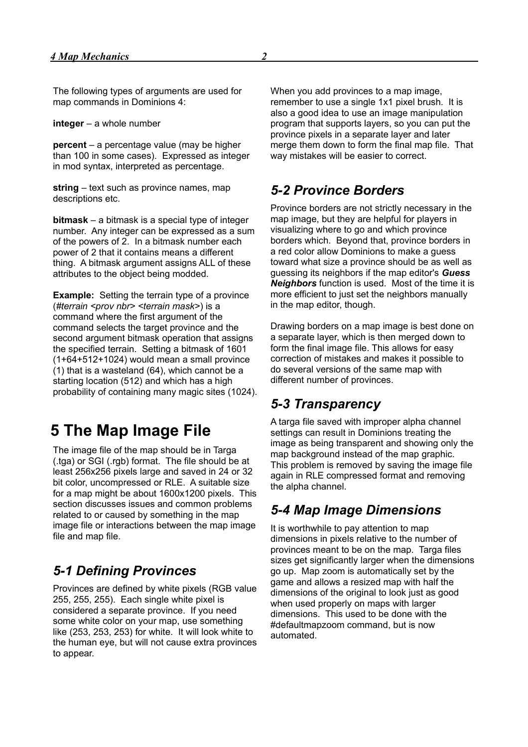The following types of arguments are used for map commands in Dominions 4:

**integer** – a whole number

**percent** – a percentage value (may be higher than 100 in some cases). Expressed as integer in mod syntax, interpreted as percentage.

**string** – text such as province names, map descriptions etc.

**bitmask** – a bitmask is a special type of integer number. Any integer can be expressed as a sum of the powers of 2. In a bitmask number each power of 2 that it contains means a different thing. A bitmask argument assigns ALL of these attributes to the object being modded.

**Example:** Setting the terrain type of a province (*#terrain <prov nbr> <terrain mask>*) is a command where the first argument of the command selects the target province and the second argument bitmask operation that assigns the specified terrain. Setting a bitmask of 1601 (1+64+512+1024) would mean a small province (1) that is a wasteland (64), which cannot be a starting location (512) and which has a high probability of containing many magic sites (1024).

# 5 The Map Image File

The image file of the map should be in Targa (.tga) or SGI (.rgb) format. The file should be at least 256x256 pixels large and saved in 24 or 32 bit color, uncompressed or RLE. A suitable size for a map might be about 1600x1200 pixels. This section discusses issues and common problems related to or caused by something in the map image file or interactions between the map image file and map file.

## *5-1 Defining Provinces*

Provinces are defined by white pixels (RGB value 255, 255, 255). Each single white pixel is considered a separate province. If you need some white color on your map, use something like (253, 253, 253) for white. It will look white to the human eye, but will not cause extra provinces to appear.

When you add provinces to a map image, remember to use a single 1x1 pixel brush. It is also a good idea to use an image manipulation program that supports layers, so you can put the province pixels in a separate layer and later merge them down to form the final map file. That way mistakes will be easier to correct.

## *5-2 Province Borders*

Province borders are not strictly necessary in the map image, but they are helpful for players in visualizing where to go and which province borders which. Beyond that, province borders in a red color allow Dominions to make a guess toward what size a province should be as well as guessing its neighbors if the map editor's ***Guess Neighbors*** function is used. Most of the time it is more efficient to just set the neighbors manually in the map editor, though.

Drawing borders on a map image is best done on a separate layer, which is then merged down to form the final image file. This allows for easy correction of mistakes and makes it possible to do several versions of the same map with different number of provinces.

## *5-3 Transparency*

A targa file saved with improper alpha channel settings can result in Dominions treating the image as being transparent and showing only the map background instead of the map graphic. This problem is removed by saving the image file again in RLE compressed format and removing the alpha channel.

## *5-4 Map Image Dimensions*

It is worthwhile to pay attention to map dimensions in pixels relative to the number of provinces meant to be on the map. Targa files sizes get significantly larger when the dimensions go up. Map zoom is automatically set by the game and allows a resized map with half the dimensions of the original to look just as good when used properly on maps with larger dimensions. This used to be done with the #defaultmapzoom command, but is now automated.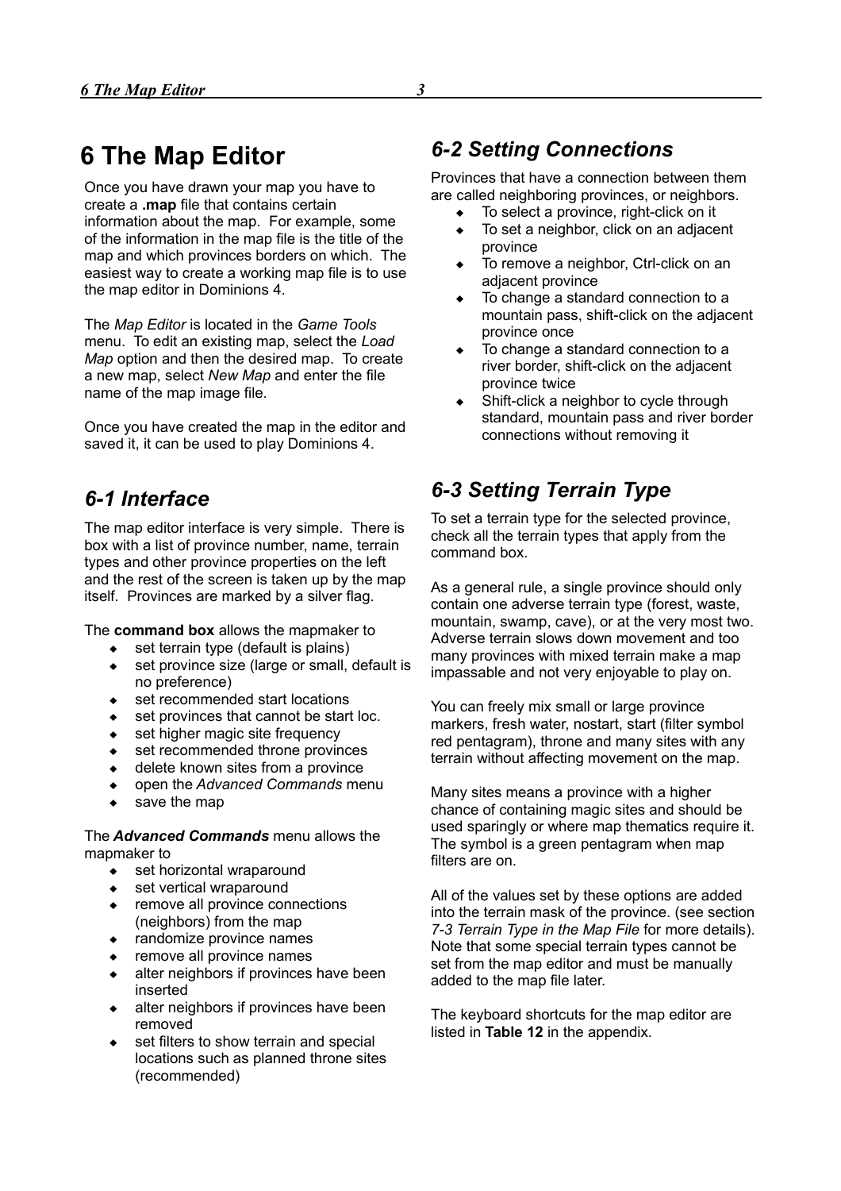# 6 The Map Editor

Once you have drawn your map you have to create a **.map** file that contains certain information about the map. For example, some of the information in the map file is the title of the map and which provinces borders on which. The easiest way to create a working map file is to use the map editor in Dominions 4.

The *Map Editor* is located in the *Game Tools* menu. To edit an existing map, select the *Load Map* option and then the desired map. To create a new map, select *New Map* and enter the file name of the map image file.

Once you have created the map in the editor and saved it, it can be used to play Dominions 4.

## *6-1 Interface*

The map editor interface is very simple. There is box with a list of province number, name, terrain types and other province properties on the left and the rest of the screen is taken up by the map itself. Provinces are marked by a silver flag.

The **command box** allows the mapmaker to

- set terrain type (default is plains)
- set province size (large or small, default is no preference)
- set recommended start locations
- set provinces that cannot be start loc.
- set higher magic site frequency
- set recommended throne provinces
- delete known sites from a province
- open the *Advanced Commands* menu
- save the map

The ***Advanced Commands*** menu allows the mapmaker to

- set horizontal wraparound
- set vertical wraparound
- remove all province connections (neighbors) from the map
- randomize province names
- remove all province names
- alter neighbors if provinces have been inserted
- alter neighbors if provinces have been removed
- set filters to show terrain and special locations such as planned throne sites (recommended)

## *6-2 Setting Connections*

Provinces that have a connection between them are called neighboring provinces, or neighbors.

- To select a province, right-click on it
- To set a neighbor, click on an adjacent province
- To remove a neighbor, Ctrl-click on an adjacent province
- To change a standard connection to a mountain pass, shift-click on the adjacent province once
- To change a standard connection to a river border, shift-click on the adjacent province twice
- Shift-click a neighbor to cycle through standard, mountain pass and river border connections without removing it

## *6-3 Setting Terrain Type*

To set a terrain type for the selected province, check all the terrain types that apply from the command box.

As a general rule, a single province should only contain one adverse terrain type (forest, waste, mountain, swamp, cave), or at the very most two. Adverse terrain slows down movement and too many provinces with mixed terrain make a map impassable and not very enjoyable to play on.

You can freely mix small or large province markers, fresh water, nostart, start (filter symbol red pentagram), throne and many sites with any terrain without affecting movement on the map.

Many sites means a province with a higher chance of containing magic sites and should be used sparingly or where map thematics require it. The symbol is a green pentagram when map filters are on.

All of the values set by these options are added into the terrain mask of the province. (see section *7-3 Terrain Type in the Map File* for more details). Note that some special terrain types cannot be set from the map editor and must be manually added to the map file later.

The keyboard shortcuts for the map editor are listed in **Table 12** in the appendix.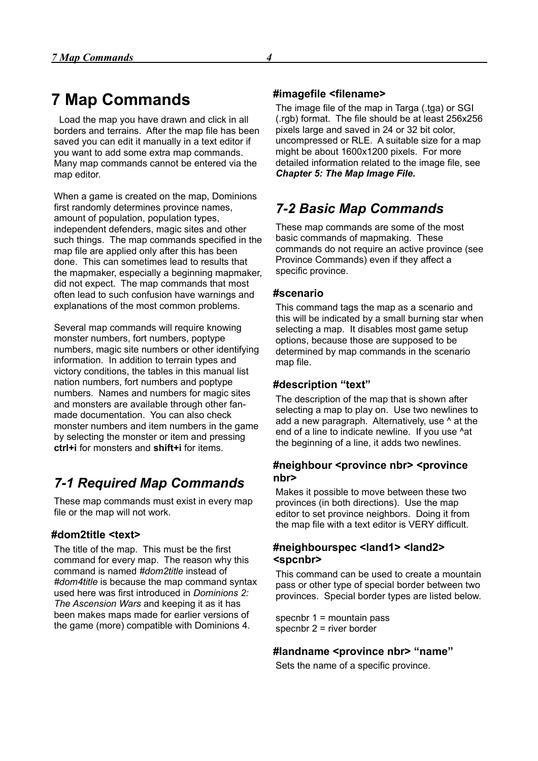# 7 Map Commands

Load the map you have drawn and click in all borders and terrains. After the map file has been saved you can edit it manually in a text editor if you want to add some extra map commands. Many map commands cannot be entered via the map editor.

When a game is created on the map, Dominions first randomly determines province names, amount of population, population types, independent defenders, magic sites and other such things. The map commands specified in the map file are applied only after this has been done. This can sometimes lead to results that the mapmaker, especially a beginning mapmaker, did not expect. The map commands that most often lead to such confusion have warnings and explanations of the most common problems.

Several map commands will require knowing monster numbers, fort numbers, poptype numbers, magic site numbers or other identifying information. In addition to terrain types and victory conditions, the tables in this manual list nation numbers, fort numbers and poptype numbers. Names and numbers for magic sites and monsters are available through other fan-made documentation. You can also check monster numbers and item numbers in the game by selecting the monster or item and pressing **ctrl+i** for monsters and **shift+i** for items.

## *7-1 Required Map Commands*

These map commands must exist in every map file or the map will not work.

### #dom2title <text>

The title of the map. This must be the first command for every map. The reason why this command is named *#dom2title* instead of *#dom4title* is because the map command syntax used here was first introduced in *Dominions 2: The Ascension Wars* and keeping it as it has been makes maps made for earlier versions of the game (more) compatible with Dominions 4.

### #imagefile <filename>

The image file of the map in Targa (.tga) or SGI (.rgb) format. The file should be at least 256x256 pixels large and saved in 24 or 32 bit color, uncompressed or RLE. A suitable size for a map might be about 1600x1200 pixels. For more detailed information related to the image file, see ***Chapter 5: The Map Image File.***

## *7-2 Basic Map Commands*

These map commands are some of the most basic commands of mapmaking. These commands do not require an active province (see Province Commands) even if they affect a specific province.

### #scenario

This command tags the map as a scenario and this will be indicated by a small burning star when selecting a map. It disables most game setup options, because those are supposed to be determined by map commands in the scenario map file.

### #description “text”

The description of the map that is shown after selecting a map to play on. Use two newlines to add a new paragraph. Alternatively, use ^ at the end of a line to indicate newline. If you use ^at the beginning of a line, it adds two newlines.

### #neighbour <province nbr> <province nbr>

Makes it possible to move between these two provinces (in both directions). Use the map editor to set province neighbors. Doing it from the map file with a text editor is VERY difficult.

### #neighbourspec <land1> <land2> <spcnbr>

This command can be used to create a mountain pass or other type of special border between two provinces. Special border types are listed below.

specnbr 1 = mountain pass
specnbr 2 = river border

### #landname <province nbr> “name”

Sets the name of a specific province.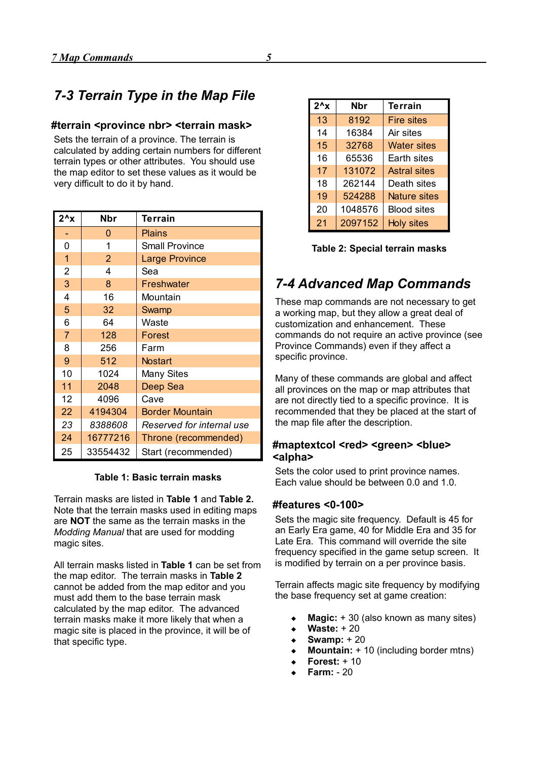## 7-3 Terrain Type in the Map File

### #terrain <province nbr> <terrain mask>

Sets the terrain of a province. The terrain is calculated by adding certain numbers for different terrain types or other attributes. You should use the map editor to set these values as it would be very difficult to do it by hand.

| 2^x | Nbr | Terrain |
|---|---|---|
| - | 0 | Plains |
| 0 | 1 | Small Province |
| 1 | 2 | Large Province |
| 2 | 4 | Sea |
| 3 | 8 | Freshwater |
| 4 | 16 | Mountain |
| 5 | 32 | Swamp |
| 6 | 64 | Waste |
| 7 | 128 | Forest |
| 8 | 256 | Farm |
| 9 | 512 | Nostart |
| 10 | 1024 | Many Sites |
| 11 | 2048 | Deep Sea |
| 12 | 4096 | Cave |
| 22 | 4194304 | Border Mountain |
| *23* | *8388608* | *Reserved for internal use* |
| 24 | 16777216 | Throne (recommended) |
| 25 | 33554432 | Start (recommended) |

**Table 1: Basic terrain masks**

Terrain masks are listed in **Table 1** and **Table 2.** Note that the terrain masks used in editing maps are **NOT** the same as the terrain masks in the *Modding Manual* that are used for modding magic sites.

All terrain masks listed in **Table 1** can be set from the map editor. The terrain masks in **Table 2** cannot be added from the map editor and you must add them to the base terrain mask calculated by the map editor. The advanced terrain masks make it more likely that when a magic site is placed in the province, it will be of that specific type.

| 2^x | Nbr | Terrain |
|---|---|---|
| 13 | 8192 | Fire sites |
| 14 | 16384 | Air sites |
| 15 | 32768 | Water sites |
| 16 | 65536 | Earth sites |
| 17 | 131072 | Astral sites |
| 18 | 262144 | Death sites |
| 19 | 524288 | Nature sites |
| 20 | 1048576 | Blood sites |
| 21 | 2097152 | Holy sites |

**Table 2: Special terrain masks**

## 7-4 Advanced Map Commands

These map commands are not necessary to get a working map, but they allow a great deal of customization and enhancement. These commands do not require an active province (see Province Commands) even if they affect a specific province.

Many of these commands are global and affect all provinces on the map or map attributes that are not directly tied to a specific province. It is recommended that they be placed at the start of the map file after the description.

### #maptextcol <red> <green> <blue> <alpha>

Sets the color used to print province names. Each value should be between 0.0 and 1.0.

### #features <0-100>

Sets the magic site frequency. Default is 45 for an Early Era game, 40 for Middle Era and 35 for Late Era. This command will override the site frequency specified in the game setup screen. It is modified by terrain on a per province basis.

Terrain affects magic site frequency by modifying the base frequency set at game creation:

- **Magic:** + 30 (also known as many sites)
- **Waste:** + 20
- **Swamp:** + 20
- **Mountain:** + 10 (including border mtns)
- **Forest:** + 10
- **Farm:** - 20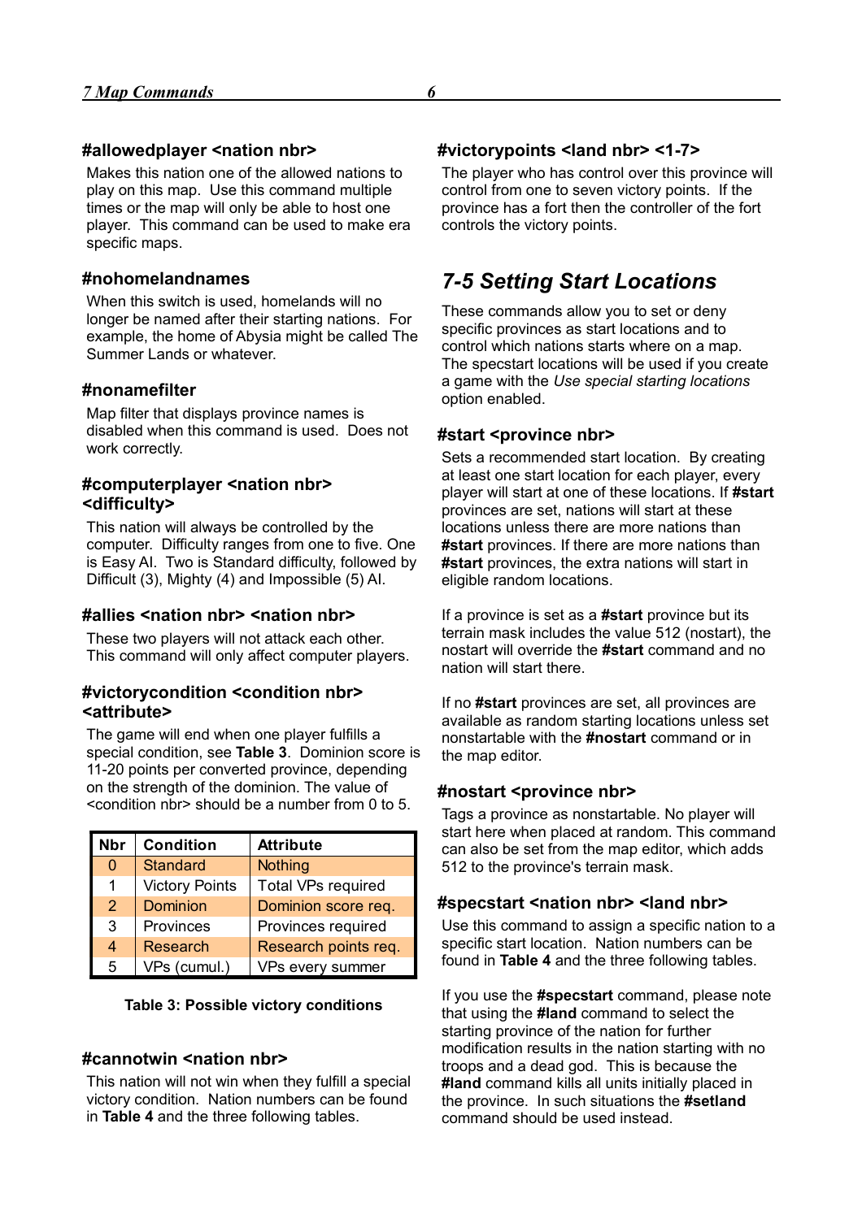#### #allowedplayer <nation nbr>

Makes this nation one of the allowed nations to play on this map. Use this command multiple times or the map will only be able to host one player. This command can be used to make era specific maps.

#### #nohomelandnames

When this switch is used, homelands will no longer be named after their starting nations. For example, the home of Abysia might be called The Summer Lands or whatever.

#### #nonamefilter

Map filter that displays province names is disabled when this command is used. Does not work correctly.

#### #computerplayer <nation nbr> <difficulty>

This nation will always be controlled by the computer. Difficulty ranges from one to five. One is Easy AI. Two is Standard difficulty, followed by Difficult (3), Mighty (4) and Impossible (5) AI.

#### #allies <nation nbr> <nation nbr>

These two players will not attack each other. This command will only affect computer players.

#### #victorycondition <condition nbr> <attribute>

The game will end when one player fulfills a special condition, see **Table 3**. Dominion score is 11-20 points per converted province, depending on the strength of the dominion. The value of <condition nbr> should be a number from 0 to 5.

| Nbr | Condition | Attribute |
|---|---|---|
| 0 | Standard | Nothing |
| 1 | Victory Points | Total VPs required |
| 2 | Dominion | Dominion score req. |
| 3 | Provinces | Provinces required |
| 4 | Research | Research points req. |
| 5 | VPs (cumul.) | VPs every summer |

**Table 3: Possible victory conditions**

#### #cannotwin <nation nbr>

This nation will not win when they fulfill a special victory condition. Nation numbers can be found in **Table 4** and the three following tables.

#### #victorypoints <land nbr> <1-7>

The player who has control over this province will control from one to seven victory points. If the province has a fort then the controller of the fort controls the victory points.

## *7-5 Setting Start Locations*

These commands allow you to set or deny specific provinces as start locations and to control which nations starts where on a map. The specstart locations will be used if you create a game with the *Use special starting locations* option enabled.

#### #start <province nbr>

Sets a recommended start location. By creating at least one start location for each player, every player will start at one of these locations. If **#start** provinces are set, nations will start at these locations unless there are more nations than **#start** provinces. If there are more nations than **#start** provinces, the extra nations will start in eligible random locations.

If a province is set as a **#start** province but its terrain mask includes the value 512 (nostart), the nostart will override the **#start** command and no nation will start there.

If no **#start** provinces are set, all provinces are available as random starting locations unless set nonstartable with the **#nostart** command or in the map editor.

#### #nostart <province nbr>

Tags a province as nonstartable. No player will start here when placed at random. This command can also be set from the map editor, which adds 512 to the province's terrain mask.

#### #specstart <nation nbr> <land nbr>

Use this command to assign a specific nation to a specific start location. Nation numbers can be found in **Table 4** and the three following tables.

If you use the **#specstart** command, please note that using the **#land** command to select the starting province of the nation for further modification results in the nation starting with no troops and a dead god. This is because the **#land** command kills all units initially placed in the province. In such situations the **#setland** command should be used instead.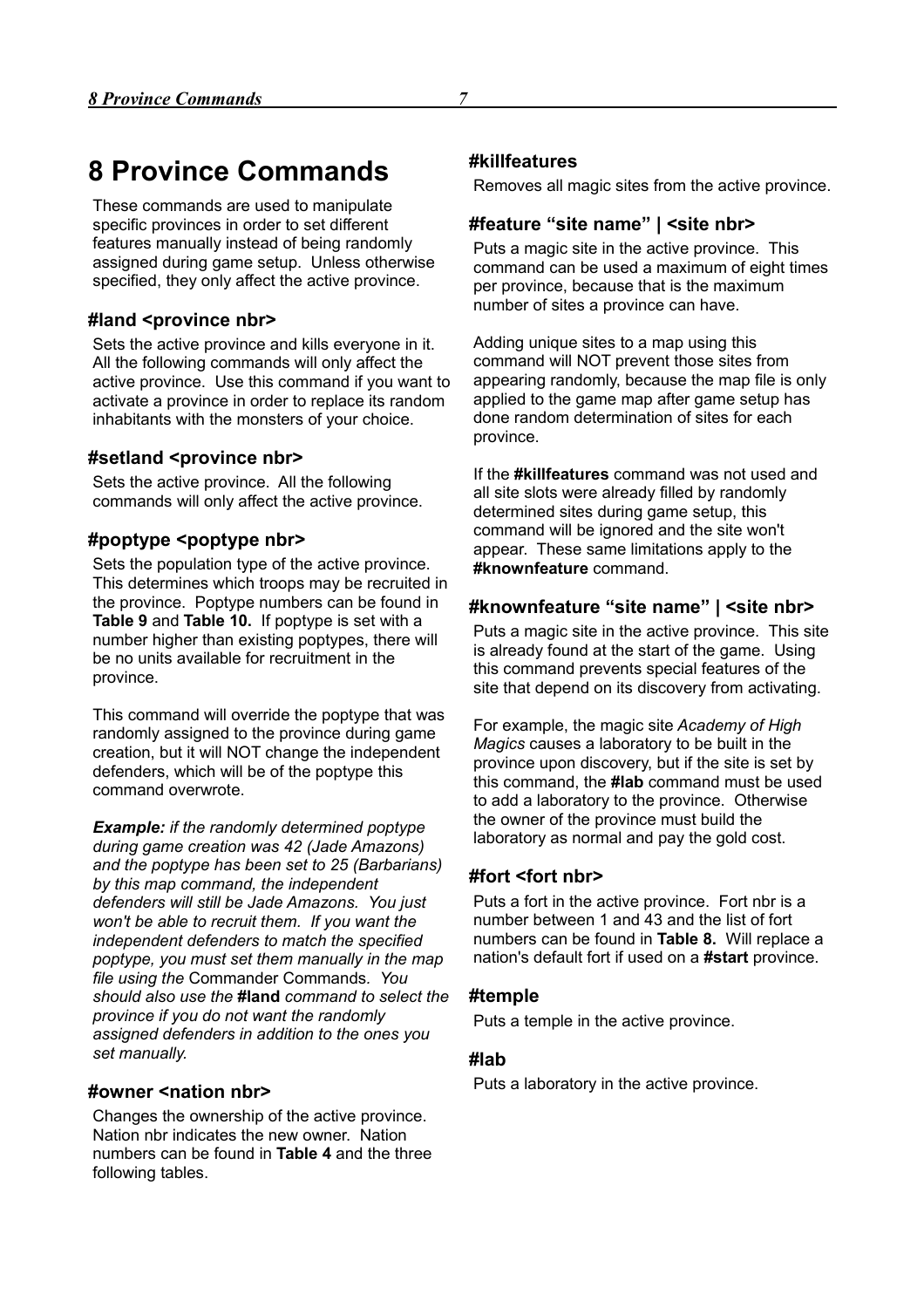# 8 Province Commands

These commands are used to manipulate specific provinces in order to set different features manually instead of being randomly assigned during game setup. Unless otherwise specified, they only affect the active province.

### #land <province nbr>

Sets the active province and kills everyone in it. All the following commands will only affect the active province. Use this command if you want to activate a province in order to replace its random inhabitants with the monsters of your choice.

### #setland <province nbr>

Sets the active province. All the following commands will only affect the active province.

### #poptype <poptype nbr>

Sets the population type of the active province. This determines which troops may be recruited in the province. Poptype numbers can be found in **Table 9** and **Table 10.** If poptype is set with a number higher than existing poptypes, there will be no units available for recruitment in the province.

This command will override the poptype that was randomly assigned to the province during game creation, but it will NOT change the independent defenders, which will be of the poptype this command overwrote.

***Example:*** *if the randomly determined poptype during game creation was 42 (Jade Amazons) and the poptype has been set to 25 (Barbarians) by this map command, the independent defenders will still be Jade Amazons. You just won't be able to recruit them. If you want the independent defenders to match the specified poptype, you must set them manually in the map file using the* Commander Commands*. You should also use the* **#land** *command to select the province if you do not want the randomly assigned defenders in addition to the ones you set manually.*

### #owner <nation nbr>

Changes the ownership of the active province. Nation nbr indicates the new owner. Nation numbers can be found in **Table 4** and the three following tables.

### #killfeatures

Removes all magic sites from the active province.

### #feature "site name" | <site nbr>

Puts a magic site in the active province. This command can be used a maximum of eight times per province, because that is the maximum number of sites a province can have.

Adding unique sites to a map using this command will NOT prevent those sites from appearing randomly, because the map file is only applied to the game map after game setup has done random determination of sites for each province.

If the **#killfeatures** command was not used and all site slots were already filled by randomly determined sites during game setup, this command will be ignored and the site won't appear. These same limitations apply to the **#knownfeature** command.

### #knownfeature "site name" | <site nbr>

Puts a magic site in the active province. This site is already found at the start of the game. Using this command prevents special features of the site that depend on its discovery from activating.

For example, the magic site *Academy of High Magics* causes a laboratory to be built in the province upon discovery, but if the site is set by this command, the **#lab** command must be used to add a laboratory to the province. Otherwise the owner of the province must build the laboratory as normal and pay the gold cost.

### #fort <fort nbr>

Puts a fort in the active province. Fort nbr is a number between 1 and 43 and the list of fort numbers can be found in **Table 8.** Will replace a nation's default fort if used on a **#start** province.

### #temple

Puts a temple in the active province.

### #lab

Puts a laboratory in the active province.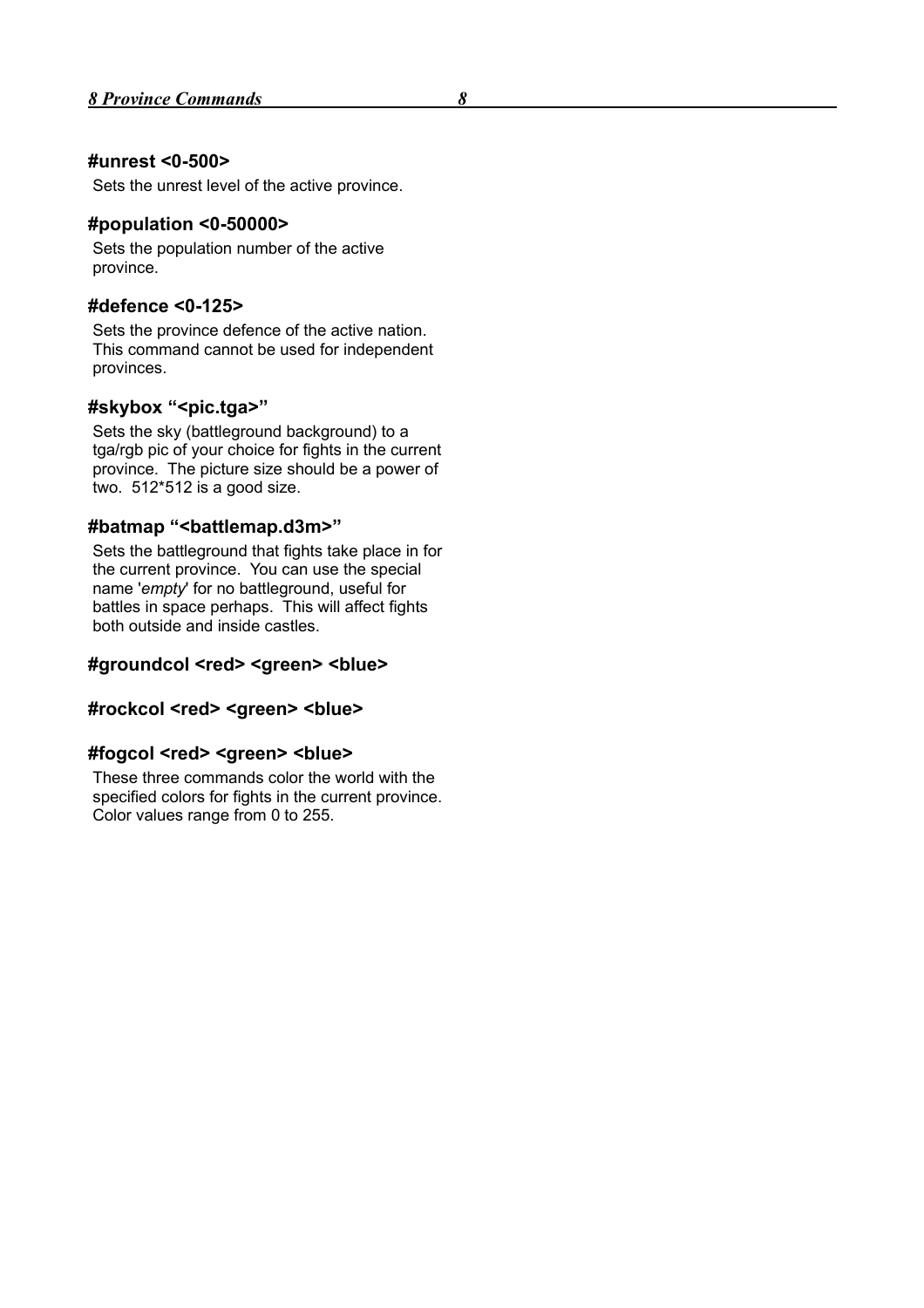#### #unrest <0-500>

Sets the unrest level of the active province.

#### #population <0-50000>

Sets the population number of the active province.

#### #defence <0-125>

Sets the province defence of the active nation. This command cannot be used for independent provinces.

#### #skybox "<pic.tga>"

Sets the sky (battleground background) to a tga/rgb pic of your choice for fights in the current province. The picture size should be a power of two. 512*512 is a good size.

#### #batmap "<battlemap.d3m>"

Sets the battleground that fights take place in for the current province. You can use the special name '*empty*' for no battleground, useful for battles in space perhaps. This will affect fights both outside and inside castles.

#### #groundcol <red> <green> <blue>

#### #rockcol <red> <green> <blue>

#### #fogcol <red> <green> <blue>

These three commands color the world with the specified colors for fights in the current province. Color values range from 0 to 255.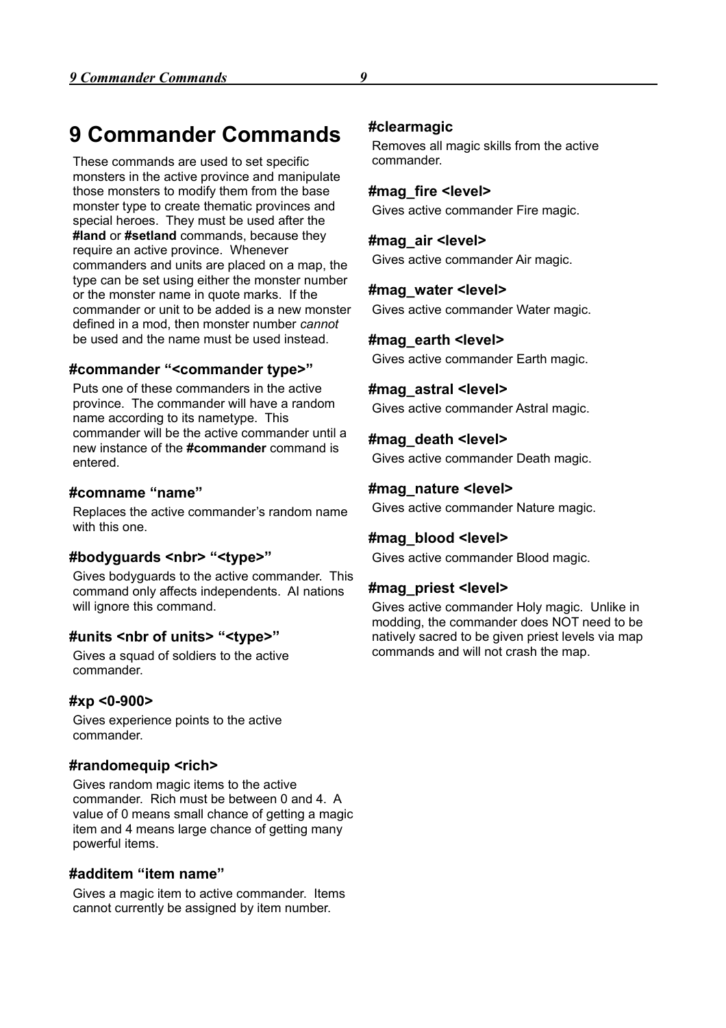# 9 Commander Commands

These commands are used to set specific monsters in the active province and manipulate those monsters to modify them from the base monster type to create thematic provinces and special heroes. They must be used after the **#land** or **#setland** commands, because they require an active province. Whenever commanders and units are placed on a map, the type can be set using either the monster number or the monster name in quote marks. If the commander or unit to be added is a new monster defined in a mod, then monster number *cannot* be used and the name must be used instead.

### #commander "<commander type>"

Puts one of these commanders in the active province. The commander will have a random name according to its nametype. This commander will be the active commander until a new instance of the **#commander** command is entered.

### #comname "name"

Replaces the active commander's random name with this one.

### #bodyguards <nbr> "<type>"

Gives bodyguards to the active commander. This command only affects independents. AI nations will ignore this command.

### #units <nbr of units> "<type>"

Gives a squad of soldiers to the active commander.

### #xp <0-900>

Gives experience points to the active commander.

### #randomequip <rich>

Gives random magic items to the active commander. Rich must be between 0 and 4. A value of 0 means small chance of getting a magic item and 4 means large chance of getting many powerful items.

### #additem "item name"

Gives a magic item to active commander. Items cannot currently be assigned by item number.

### #clearmagic

Removes all magic skills from the active commander.

### #mag_fire <level>

Gives active commander Fire magic.

### #mag_air <level>

Gives active commander Air magic.

### #mag_water <level>

Gives active commander Water magic.

### #mag_earth <level>

Gives active commander Earth magic.

### #mag_astral <level>

Gives active commander Astral magic.

### #mag_death <level>

Gives active commander Death magic.

### #mag_nature <level>

Gives active commander Nature magic.

### #mag_blood <level>

Gives active commander Blood magic.

### #mag_priest <level>

Gives active commander Holy magic. Unlike in modding, the commander does NOT need to be natively sacred to be given priest levels via map commands and will not crash the map.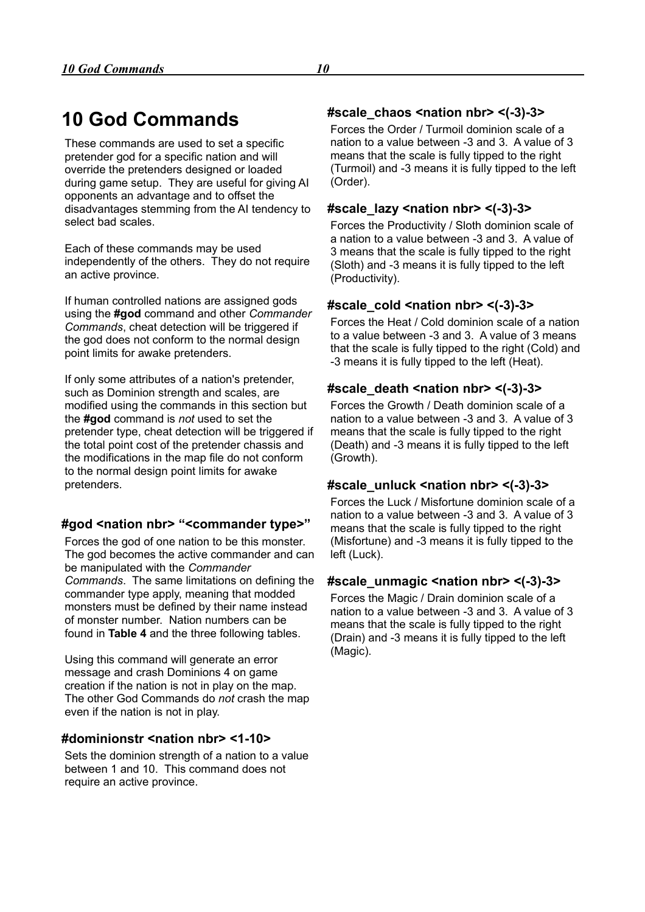# 10 God Commands

These commands are used to set a specific pretender god for a specific nation and will override the pretenders designed or loaded during game setup. They are useful for giving AI opponents an advantage and to offset the disadvantages stemming from the AI tendency to select bad scales.

Each of these commands may be used independently of the others. They do not require an active province.

If human controlled nations are assigned gods using the **#god** command and other *Commander Commands*, cheat detection will be triggered if the god does not conform to the normal design point limits for awake pretenders.

If only some attributes of a nation's pretender, such as Dominion strength and scales, are modified using the commands in this section but the **#god** command is *not* used to set the pretender type, cheat detection will be triggered if the total point cost of the pretender chassis and the modifications in the map file do not conform to the normal design point limits for awake pretenders.

### #god <nation nbr> "<commander type>"

Forces the god of one nation to be this monster. The god becomes the active commander and can be manipulated with the *Commander Commands*. The same limitations on defining the commander type apply, meaning that modded monsters must be defined by their name instead of monster number. Nation numbers can be found in **Table 4** and the three following tables.

Using this command will generate an error message and crash Dominions 4 on game creation if the nation is not in play on the map. The other God Commands do *not* crash the map even if the nation is not in play.

### #dominionstr <nation nbr> <1-10>

Sets the dominion strength of a nation to a value between 1 and 10. This command does not require an active province.

### #scale_chaos <nation nbr> <(-3)-3>

Forces the Order / Turmoil dominion scale of a nation to a value between -3 and 3. A value of 3 means that the scale is fully tipped to the right (Turmoil) and -3 means it is fully tipped to the left (Order).

### #scale_lazy <nation nbr> <(-3)-3>

Forces the Productivity / Sloth dominion scale of a nation to a value between -3 and 3. A value of 3 means that the scale is fully tipped to the right (Sloth) and -3 means it is fully tipped to the left (Productivity).

### #scale_cold <nation nbr> <(-3)-3>

Forces the Heat / Cold dominion scale of a nation to a value between -3 and 3. A value of 3 means that the scale is fully tipped to the right (Cold) and -3 means it is fully tipped to the left (Heat).

### #scale_death <nation nbr> <(-3)-3>

Forces the Growth / Death dominion scale of a nation to a value between -3 and 3. A value of 3 means that the scale is fully tipped to the right (Death) and -3 means it is fully tipped to the left (Growth).

### #scale_unluck <nation nbr> <(-3)-3>

Forces the Luck / Misfortune dominion scale of a nation to a value between -3 and 3. A value of 3 means that the scale is fully tipped to the right (Misfortune) and -3 means it is fully tipped to the left (Luck).

### #scale_unmagic <nation nbr> <(-3)-3>

Forces the Magic / Drain dominion scale of a nation to a value between -3 and 3. A value of 3 means that the scale is fully tipped to the right (Drain) and -3 means it is fully tipped to the left (Magic).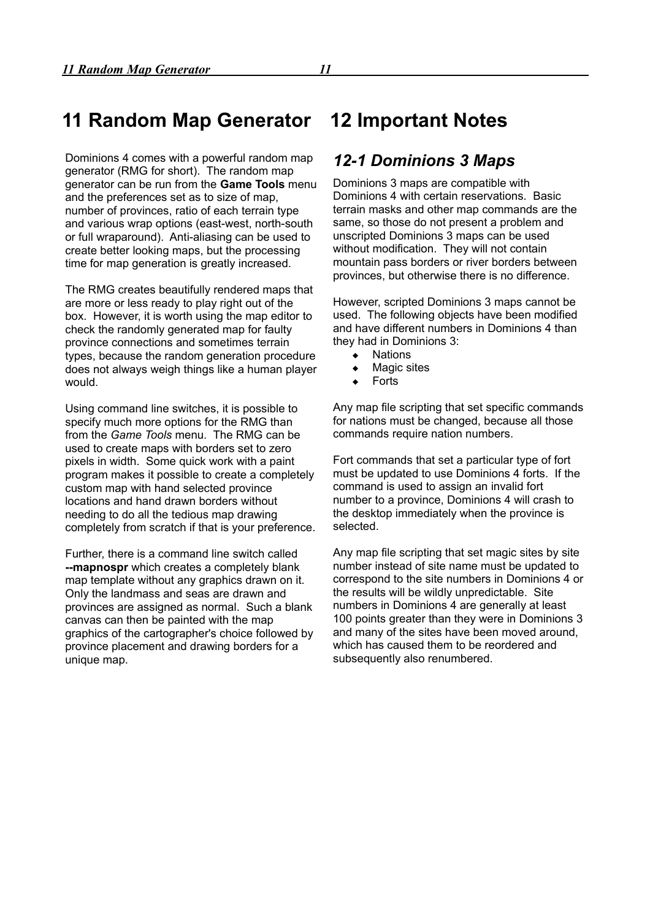# 11 Random Map Generator

Dominions 4 comes with a powerful random map generator (RMG for short). The random map generator can be run from the **Game Tools** menu and the preferences set as to size of map, number of provinces, ratio of each terrain type and various wrap options (east-west, north-south or full wraparound). Anti-aliasing can be used to create better looking maps, but the processing time for map generation is greatly increased.

The RMG creates beautifully rendered maps that are more or less ready to play right out of the box. However, it is worth using the map editor to check the randomly generated map for faulty province connections and sometimes terrain types, because the random generation procedure does not always weigh things like a human player would.

Using command line switches, it is possible to specify much more options for the RMG than from the *Game Tools* menu. The RMG can be used to create maps with borders set to zero pixels in width. Some quick work with a paint program makes it possible to create a completely custom map with hand selected province locations and hand drawn borders without needing to do all the tedious map drawing completely from scratch if that is your preference.

Further, there is a command line switch called **--mapnospr** which creates a completely blank map template without any graphics drawn on it. Only the landmass and seas are drawn and provinces are assigned as normal. Such a blank canvas can then be painted with the map graphics of the cartographer's choice followed by province placement and drawing borders for a unique map.

# 12 Important Notes

## *12-1 Dominions 3 Maps*

Dominions 3 maps are compatible with Dominions 4 with certain reservations. Basic terrain masks and other map commands are the same, so those do not present a problem and unscripted Dominions 3 maps can be used without modification. They will not contain mountain pass borders or river borders between provinces, but otherwise there is no difference.

However, scripted Dominions 3 maps cannot be used. The following objects have been modified and have different numbers in Dominions 4 than they had in Dominions 3:

- Nations
- Magic sites
- Forts

Any map file scripting that set specific commands for nations must be changed, because all those commands require nation numbers.

Fort commands that set a particular type of fort must be updated to use Dominions 4 forts. If the command is used to assign an invalid fort number to a province, Dominions 4 will crash to the desktop immediately when the province is selected.

Any map file scripting that set magic sites by site number instead of site name must be updated to correspond to the site numbers in Dominions 4 or the results will be wildly unpredictable. Site numbers in Dominions 4 are generally at least 100 points greater than they were in Dominions 3 and many of the sites have been moved around, which has caused them to be reordered and subsequently also renumbered.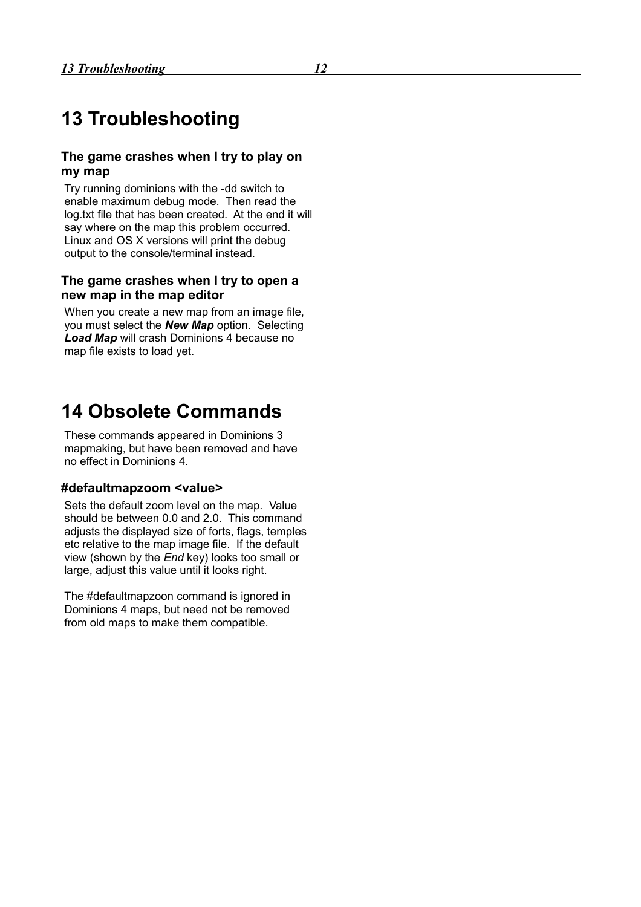# 13 Troubleshooting

### The game crashes when I try to play on my map

Try running dominions with the -dd switch to enable maximum debug mode. Then read the log.txt file that has been created. At the end it will say where on the map this problem occurred. Linux and OS X versions will print the debug output to the console/terminal instead.

### The game crashes when I try to open a new map in the map editor

When you create a new map from an image file, you must select the ***New Map*** option. Selecting ***Load Map*** will crash Dominions 4 because no map file exists to load yet.

# 14 Obsolete Commands

These commands appeared in Dominions 3 mapmaking, but have been removed and have no effect in Dominions 4.

### #defaultmapzoom <value>

Sets the default zoom level on the map. Value should be between 0.0 and 2.0. This command adjusts the displayed size of forts, flags, temples etc relative to the map image file. If the default view (shown by the *End* key) looks too small or large, adjust this value until it looks right.

The #defaultmapzoon command is ignored in Dominions 4 maps, but need not be removed from old maps to make them compatible.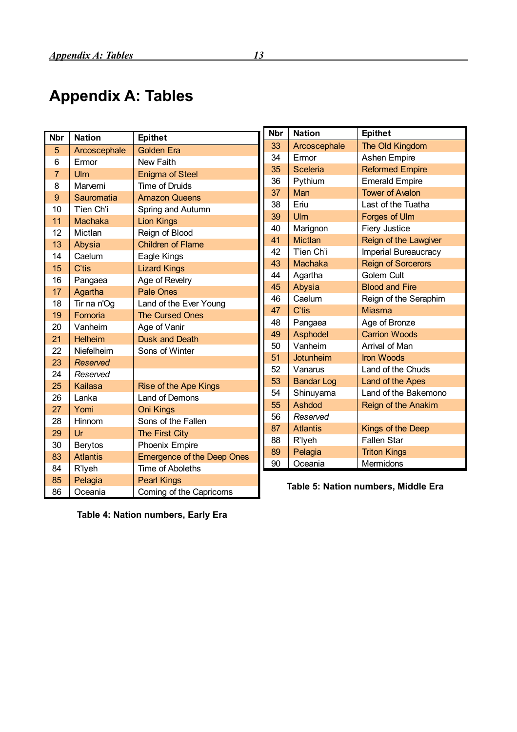# Appendix A: Tables

| Nbr | Nation | Epithet |
|---|---|---|
| 5 | Arcoscephale | Golden Era |
| 6 | Ermor | New Faith |
| 7 | Ulm | Enigma of Steel |
| 8 | Marverni | Time of Druids |
| 9 | Sauromatia | Amazon Queens |
| 10 | T'ien Ch'i | Spring and Autumn |
| 11 | Machaka | Lion Kings |
| 12 | Mictlan | Reign of Blood |
| 13 | Abysia | Children of Flame |
| 14 | Caelum | Eagle Kings |
| 15 | C'tis | Lizard Kings |
| 16 | Pangaea | Age of Revelry |
| 17 | Agartha | Pale Ones |
| 18 | Tir na n'Og | Land of the Ever Young |
| 19 | Fomoria | The Cursed Ones |
| 20 | Vanheim | Age of Vanir |
| 21 | Helheim | Dusk and Death |
| 22 | Niefelheim | Sons of Winter |
| 23 | *Reserved* | |
| 24 | *Reserved* | |
| 25 | Kailasa | Rise of the Ape Kings |
| 26 | Lanka | Land of Demons |
| 27 | Yomi | Oni Kings |
| 28 | Hinnom | Sons of the Fallen |
| 29 | Ur | The First City |
| 30 | Berytos | Phoenix Empire |
| 83 | Atlantis | Emergence of the Deep Ones |
| 84 | R'lyeh | Time of Aboleths |
| 85 | Pelagia | Pearl Kings |
| 86 | Oceania | Coming of the Capricorns |

**Table 4: Nation numbers, Early Era**

| Nbr | Nation | Epithet |
|---|---|---|
| 33 | Arcoscephale | The Old Kingdom |
| 34 | Ermor | Ashen Empire |
| 35 | Sceleria | Reformed Empire |
| 36 | Pythium | Emerald Empire |
| 37 | Man | Tower of Avalon |
| 38 | Eriu | Last of the Tuatha |
| 39 | Ulm | Forges of Ulm |
| 40 | Marignon | Fiery Justice |
| 41 | Mictlan | Reign of the Lawgiver |
| 42 | T'ien Ch'i | Imperial Bureaucracy |
| 43 | Machaka | Reign of Sorcerors |
| 44 | Agartha | Golem Cult |
| 45 | Abysia | Blood and Fire |
| 46 | Caelum | Reign of the Seraphim |
| 47 | C'tis | Miasma |
| 48 | Pangaea | Age of Bronze |
| 49 | Asphodel | Carrion Woods |
| 50 | Vanheim | Arrival of Man |
| 51 | Jotunheim | Iron Woods |
| 52 | Vanarus | Land of the Chuds |
| 53 | Bandar Log | Land of the Apes |
| 54 | Shinuyama | Land of the Bakemono |
| 55 | Ashdod | Reign of the Anakim |
| 56 | *Reserved* | |
| 87 | Atlantis | Kings of the Deep |
| 88 | R'lyeh | Fallen Star |
| 89 | Pelagia | Triton Kings |
| 90 | Oceania | Mermidons |

**Table 5: Nation numbers, Middle Era**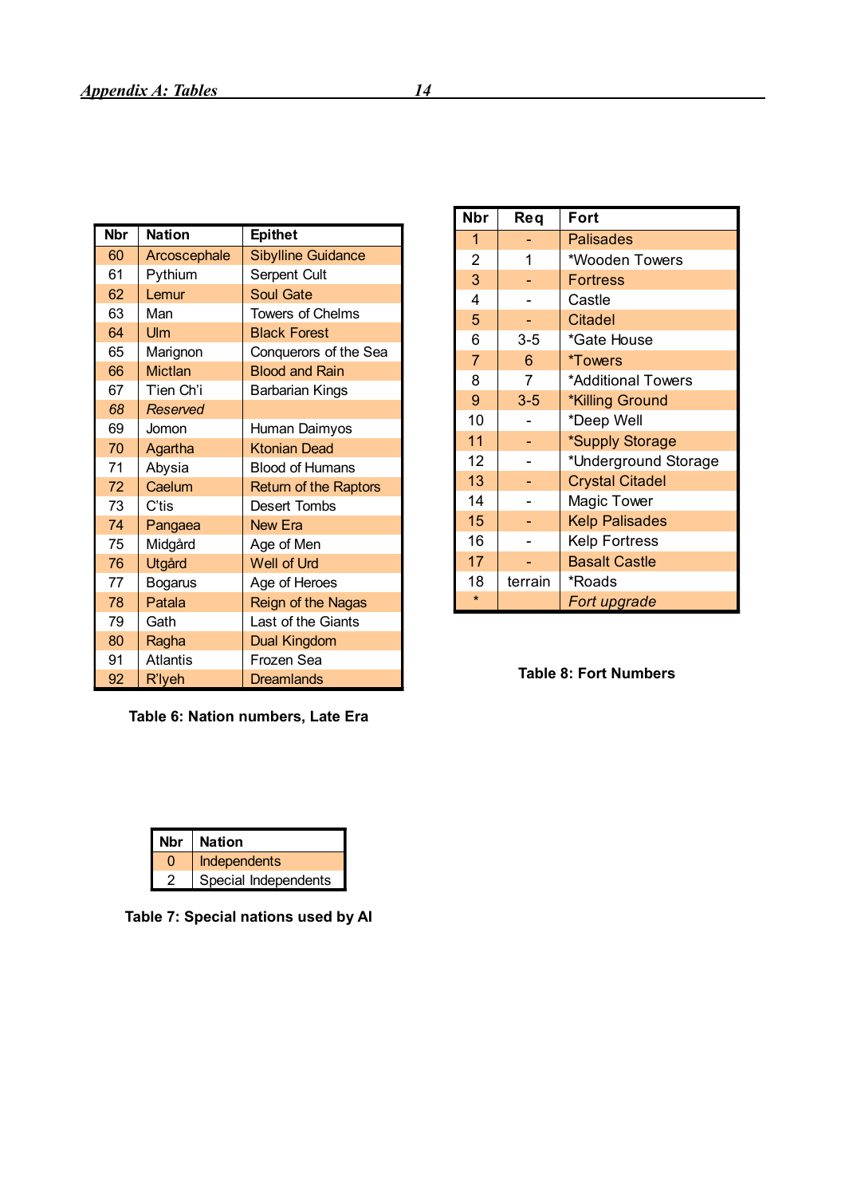| Nbr | Nation | Epithet |
|---|---|---|
| 60 | Arcoscephale | Sibylline Guidance |
| 61 | Pythium | Serpent Cult |
| 62 | Lemur | Soul Gate |
| 63 | Man | Towers of Chelms |
| 64 | Ulm | Black Forest |
| 65 | Marignon | Conquerors of the Sea |
| 66 | Mictlan | Blood and Rain |
| 67 | T'ien Ch'i | Barbarian Kings |
| *68* | *Reserved* | |
| 69 | Jomon | Human Daimyos |
| 70 | Agartha | Ktonian Dead |
| 71 | Abysia | Blood of Humans |
| 72 | Caelum | Return of the Raptors |
| 73 | C'tis | Desert Tombs |
| 74 | Pangaea | New Era |
| 75 | Midgård | Age of Men |
| 76 | Utgård | Well of Urd |
| 77 | Bogarus | Age of Heroes |
| 78 | Patala | Reign of the Nagas |
| 79 | Gath | Last of the Giants |
| 80 | Ragha | Dual Kingdom |
| 91 | Atlantis | Frozen Sea |
| 92 | R'lyeh | Dreamlands |

**Table 6: Nation numbers, Late Era**

| Nbr | Req | Fort |
|---|---|---|
| 1 | - | Palisades |
| 2 | 1 | *Wooden Towers |
| 3 | - | Fortress |
| 4 | - | Castle |
| 5 | - | Citadel |
| 6 | 3-5 | *Gate House |
| 7 | 6 | *Towers |
| 8 | 7 | *Additional Towers |
| 9 | 3-5 | *Killing Ground |
| 10 | - | *Deep Well |
| 11 | - | *Supply Storage |
| 12 | - | *Underground Storage |
| 13 | - | Crystal Citadel |
| 14 | - | Magic Tower |
| 15 | - | Kelp Palisades |
| 16 | - | Kelp Fortress |
| 17 | - | Basalt Castle |
| 18 | terrain | *Roads |
| * | | *Fort upgrade* |

**Table 8: Fort Numbers**

| Nbr | Nation |
|---|---|
| 0 | Independents |
| 2 | Special Independents |

**Table 7: Special nations used by AI**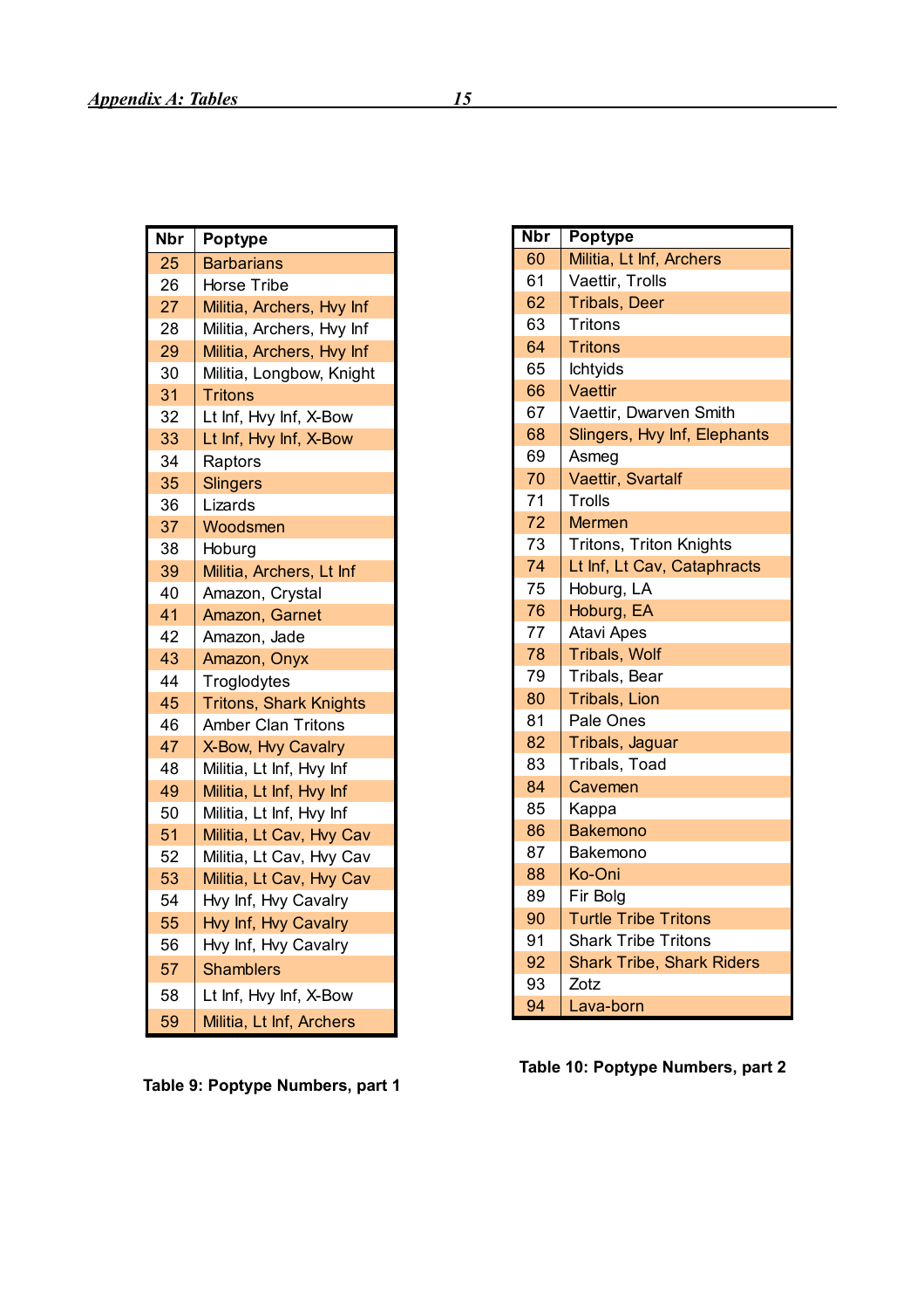| Nbr | Poptype |
|---|---|
| 25 | Barbarians |
| 26 | Horse Tribe |
| 27 | Militia, Archers, Hvy Inf |
| 28 | Militia, Archers, Hvy Inf |
| 29 | Militia, Archers, Hvy Inf |
| 30 | Militia, Longbow, Knight |
| 31 | Tritons |
| 32 | Lt Inf, Hvy Inf, X-Bow |
| 33 | Lt Inf, Hvy Inf, X-Bow |
| 34 | Raptors |
| 35 | Slingers |
| 36 | Lizards |
| 37 | Woodsmen |
| 38 | Hoburg |
| 39 | Militia, Archers, Lt Inf |
| 40 | Amazon, Crystal |
| 41 | Amazon, Garnet |
| 42 | Amazon, Jade |
| 43 | Amazon, Onyx |
| 44 | Troglodytes |
| 45 | Tritons, Shark Knights |
| 46 | Amber Clan Tritons |
| 47 | X-Bow, Hvy Cavalry |
| 48 | Militia, Lt Inf, Hvy Inf |
| 49 | Militia, Lt Inf, Hvy Inf |
| 50 | Militia, Lt Inf, Hvy Inf |
| 51 | Militia, Lt Cav, Hvy Cav |
| 52 | Militia, Lt Cav, Hvy Cav |
| 53 | Militia, Lt Cav, Hvy Cav |
| 54 | Hvy Inf, Hvy Cavalry |
| 55 | Hvy Inf, Hvy Cavalry |
| 56 | Hvy Inf, Hvy Cavalry |
| 57 | Shamblers |
| 58 | Lt Inf, Hvy Inf, X-Bow |
| 59 | Militia, Lt Inf, Archers |

**Table 9: Poptype Numbers, part 1**

| Nbr | Poptype |
|---|---|
| 60 | Militia, Lt Inf, Archers |
| 61 | Vaettir, Trolls |
| 62 | Tribals, Deer |
| 63 | Tritons |
| 64 | Tritons |
| 65 | Ichtyids |
| 66 | Vaettir |
| 67 | Vaettir, Dwarven Smith |
| 68 | Slingers, Hvy Inf, Elephants |
| 69 | Asmeg |
| 70 | Vaettir, Svartalf |
| 71 | Trolls |
| 72 | Mermen |
| 73 | Tritons, Triton Knights |
| 74 | Lt Inf, Lt Cav, Cataphracts |
| 75 | Hoburg, LA |
| 76 | Hoburg, EA |
| 77 | Atavi Apes |
| 78 | Tribals, Wolf |
| 79 | Tribals, Bear |
| 80 | Tribals, Lion |
| 81 | Pale Ones |
| 82 | Tribals, Jaguar |
| 83 | Tribals, Toad |
| 84 | Cavemen |
| 85 | Kappa |
| 86 | Bakemono |
| 87 | Bakemono |
| 88 | Ko-Oni |
| 89 | Fir Bolg |
| 90 | Turtle Tribe Tritons |
| 91 | Shark Tribe Tritons |
| 92 | Shark Tribe, Shark Riders |
| 93 | Zotz |
| 94 | Lava-born |

**Table 10: Poptype Numbers, part 2**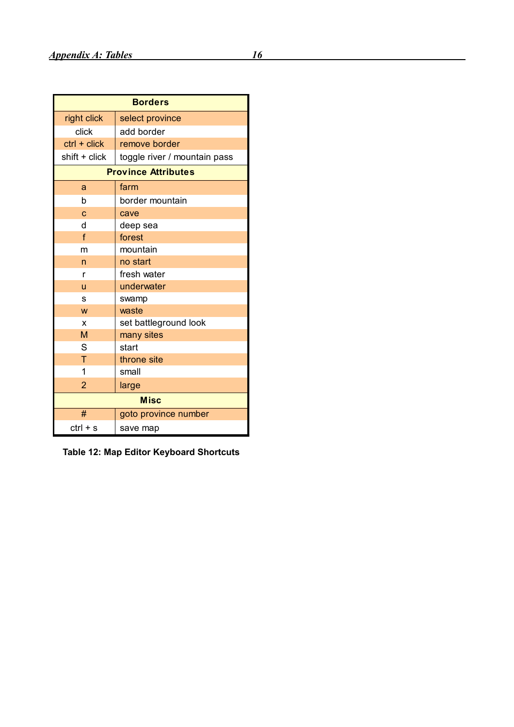| Borders | |
|---|---|
| right click | select province |
| click | add border |
| ctrl + click | remove border |
| shift + click | toggle river / mountain pass |
| **Province Attributes** | |
| a | farm |
| b | border mountain |
| c | cave |
| d | deep sea |
| f | forest |
| m | mountain |
| n | no start |
| r | fresh water |
| u | underwater |
| s | swamp |
| w | waste |
| x | set battleground look |
| M | many sites |
| S | start |
| T | throne site |
| 1 | small |
| 2 | large |
| **Misc** | |
| # | goto province number |
| ctrl + s | save map |

**Table 12: Map Editor Keyboard Shortcuts**